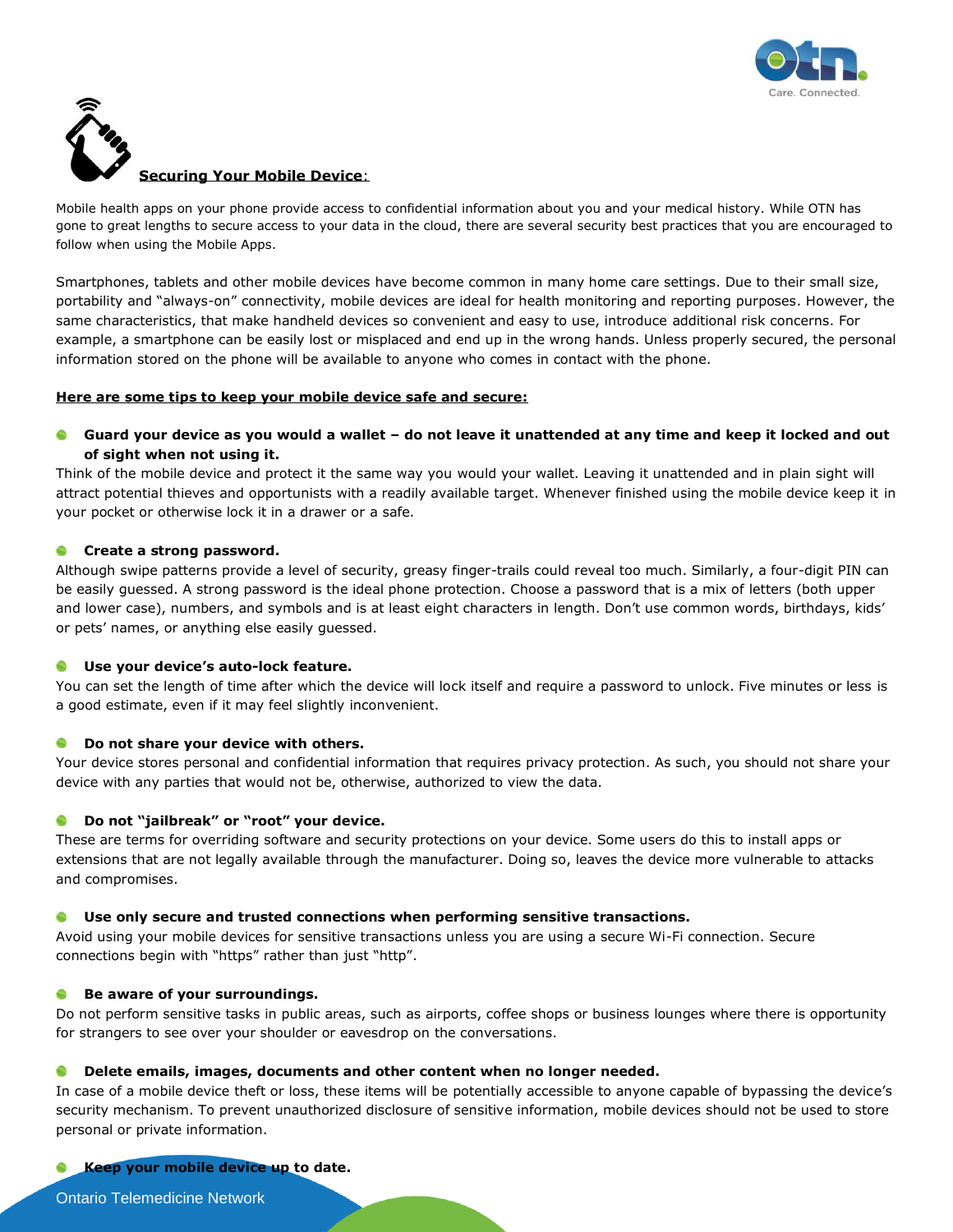## Securing Your Mobile Device:

Mobile health apps on your phone provide access to confidential information about you and your medical history. While OTN has gone to great lengths to secure access to your data in the cloud, there are several security best practices that you are encouraged to follow when using the Mobile Apps.

Smartphones, tablets and other mobile devices have become common in many home care settings. Due to their small size, portability and "always-on" connectivity, mobile devices are ideal for health monitoring and reporting purposes. However, the same characteristics, that make handheld devices so convenient and easy to use, introduce additional risk concerns. For example, a smartphone can be easily lost or misplaced and end up in the wrong hands. Unless properly secured, the personal information stored on the phone will be available to anyone who comes in contact with the phone.

**Here are some tips to keep your mobile device safe and secure:**

- **Guard your device as you would a wallet – do not leave it unattended at any time and keep it locked and out of sight when not using it.**

Think of the mobile device and protect it the same way you would your wallet. Leaving it unattended and in plain sight will attract potential thieves and opportunists with a readily available target. Whenever finished using the mobile device keep it in your pocket or otherwise lock it in a drawer or a safe.

- **Create a strong password.**

Although swipe patterns provide a level of security, greasy finger-trails could reveal too much. Similarly, a four-digit PIN can be easily guessed. A strong password is the ideal phone protection. Choose a password that is a mix of letters (both upper and lower case), numbers, and symbols and is at least eight characters in length. Don't use common words, birthdays, kids' or pets' names, or anything else easily guessed.

- **Use your device's auto-lock feature.**

You can set the length of time after which the device will lock itself and require a password to unlock. Five minutes or less is a good estimate, even if it may feel slightly inconvenient.

- **Do not share your device with others.**

Your device stores personal and confidential information that requires privacy protection. As such, you should not share your device with any parties that would not be, otherwise, authorized to view the data.

- **Do not "jailbreak" or "root" your device.**

These are terms for overriding software and security protections on your device. Some users do this to install apps or extensions that are not legally available through the manufacturer. Doing so, leaves the device more vulnerable to attacks and compromises.

- **Use only secure and trusted connections when performing sensitive transactions.**

Avoid using your mobile devices for sensitive transactions unless you are using a secure Wi-Fi connection. Secure connections begin with "https" rather than just "http".

- **Be aware of your surroundings.**

Do not perform sensitive tasks in public areas, such as airports, coffee shops or business lounges where there is opportunity for strangers to see over your shoulder or eavesdrop on the conversations.

- **Delete emails, images, documents and other content when no longer needed.**

In case of a mobile device theft or loss, these items will be potentially accessible to anyone capable of bypassing the device's security mechanism. To prevent unauthorized disclosure of sensitive information, mobile devices should not be used to store personal or private information.

- **Keep your mobile device up to date.**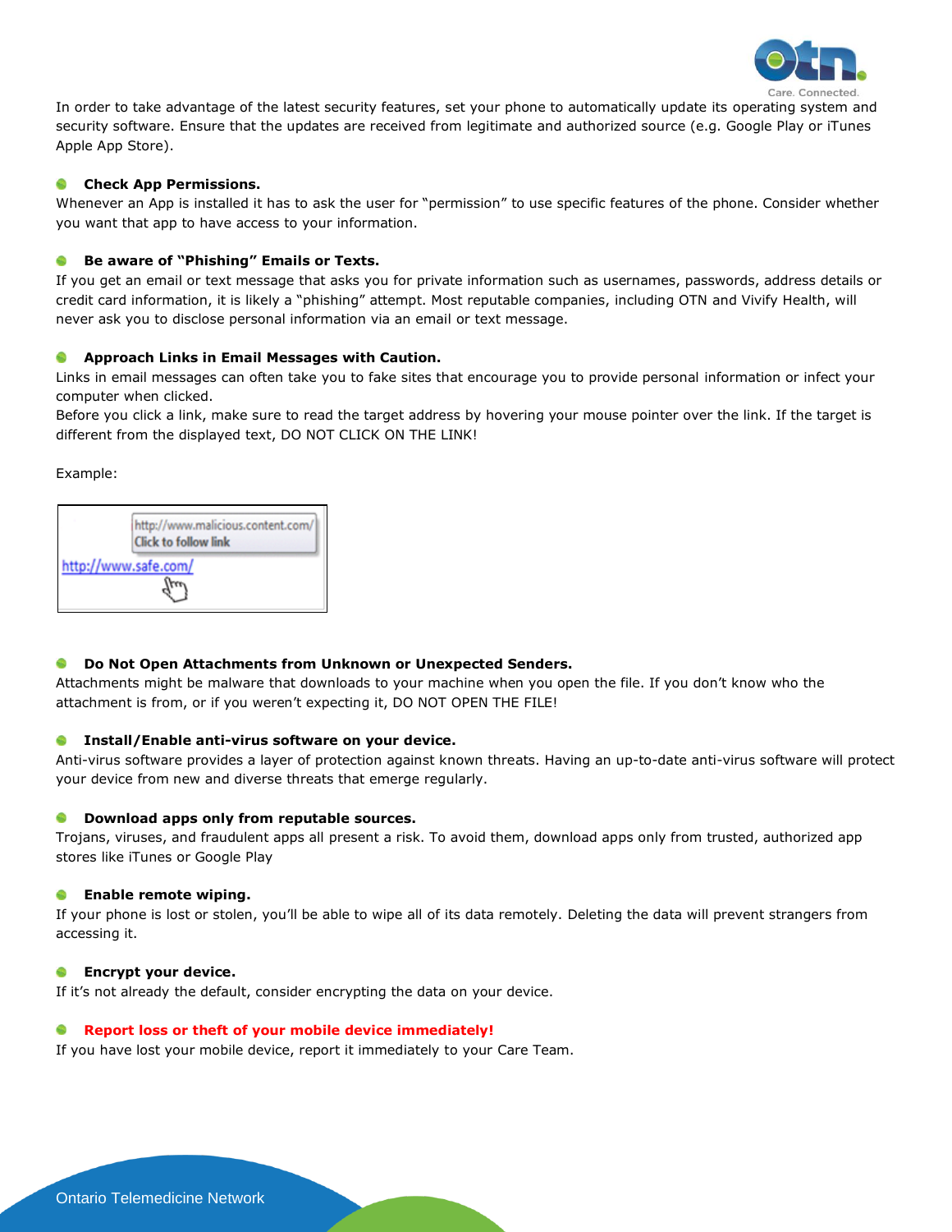In order to take advantage of the latest security features, set your phone to automatically update its operating system and security software. Ensure that the updates are received from legitimate and authorized source (e.g. Google Play or iTunes Apple App Store).

- **Check App Permissions.**

Whenever an App is installed it has to ask the user for "permission" to use specific features of the phone. Consider whether you want that app to have access to your information.

- **Be aware of "Phishing" Emails or Texts.**

If you get an email or text message that asks you for private information such as usernames, passwords, address details or credit card information, it is likely a "phishing" attempt. Most reputable companies, including OTN and Vivify Health, will never ask you to disclose personal information via an email or text message.

- **Approach Links in Email Messages with Caution.**

Links in email messages can often take you to fake sites that encourage you to provide personal information or infect your computer when clicked.

Before you click a link, make sure to read the target address by hovering your mouse pointer over the link. If the target is different from the displayed text, DO NOT CLICK ON THE LINK!

Example:

http://www.malicious.content.com/
Click to follow link
http://www.safe.com/

- **Do Not Open Attachments from Unknown or Unexpected Senders.**

Attachments might be malware that downloads to your machine when you open the file. If you don't know who the attachment is from, or if you weren't expecting it, DO NOT OPEN THE FILE!

- **Install/Enable anti-virus software on your device.**

Anti-virus software provides a layer of protection against known threats. Having an up-to-date anti-virus software will protect your device from new and diverse threats that emerge regularly.

- **Download apps only from reputable sources.**

Trojans, viruses, and fraudulent apps all present a risk. To avoid them, download apps only from trusted, authorized app stores like iTunes or Google Play

- **Enable remote wiping.**

If your phone is lost or stolen, you'll be able to wipe all of its data remotely. Deleting the data will prevent strangers from accessing it.

- **Encrypt your device.**

If it's not already the default, consider encrypting the data on your device.

- **Report loss or theft of your mobile device immediately!**

If you have lost your mobile device, report it immediately to your Care Team.